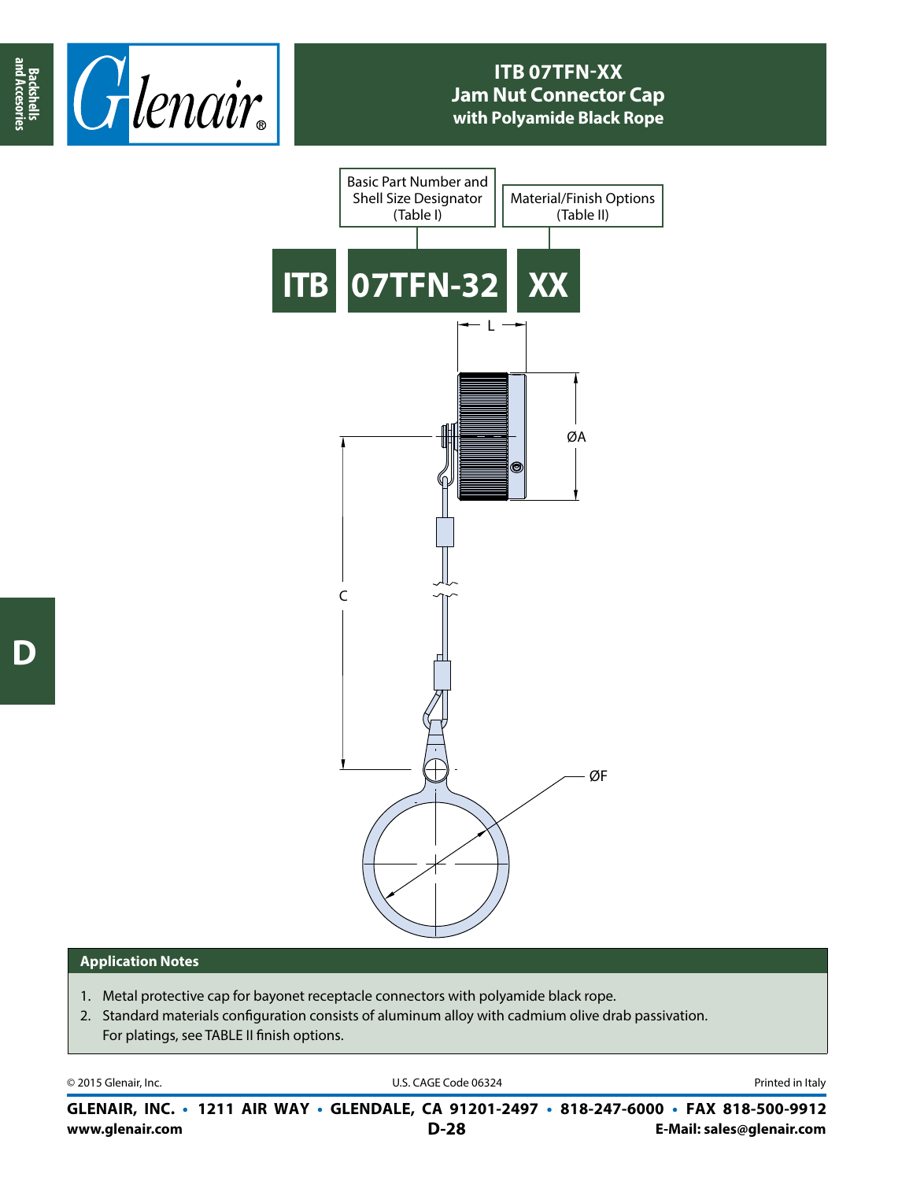# ITB 07TFN-XX
## Jam Nut Connector Cap
### with Polyamide Black Rope

Basic Part Number and Shell Size Designator (Table I)

Material/Finish Options (Table II)

**ITB 07TFN-32 XX**

L

ØA

C

ØF

## Application Notes

1. Metal protective cap for bayonet receptacle connectors with polyamide black rope.
2. Standard materials configuration consists of aluminum alloy with cadmium olive drab passivation. For platings, see TABLE II finish options.

© 2015 Glenair, Inc. U.S. CAGE Code 06324 Printed in Italy

**GLENAIR, INC. • 1211 AIR WAY • GLENDALE, CA 91201-2497 • 818-247-6000 • FAX 818-500-9912**

**www.glenair.com** **E-Mail: sales@glenair.com**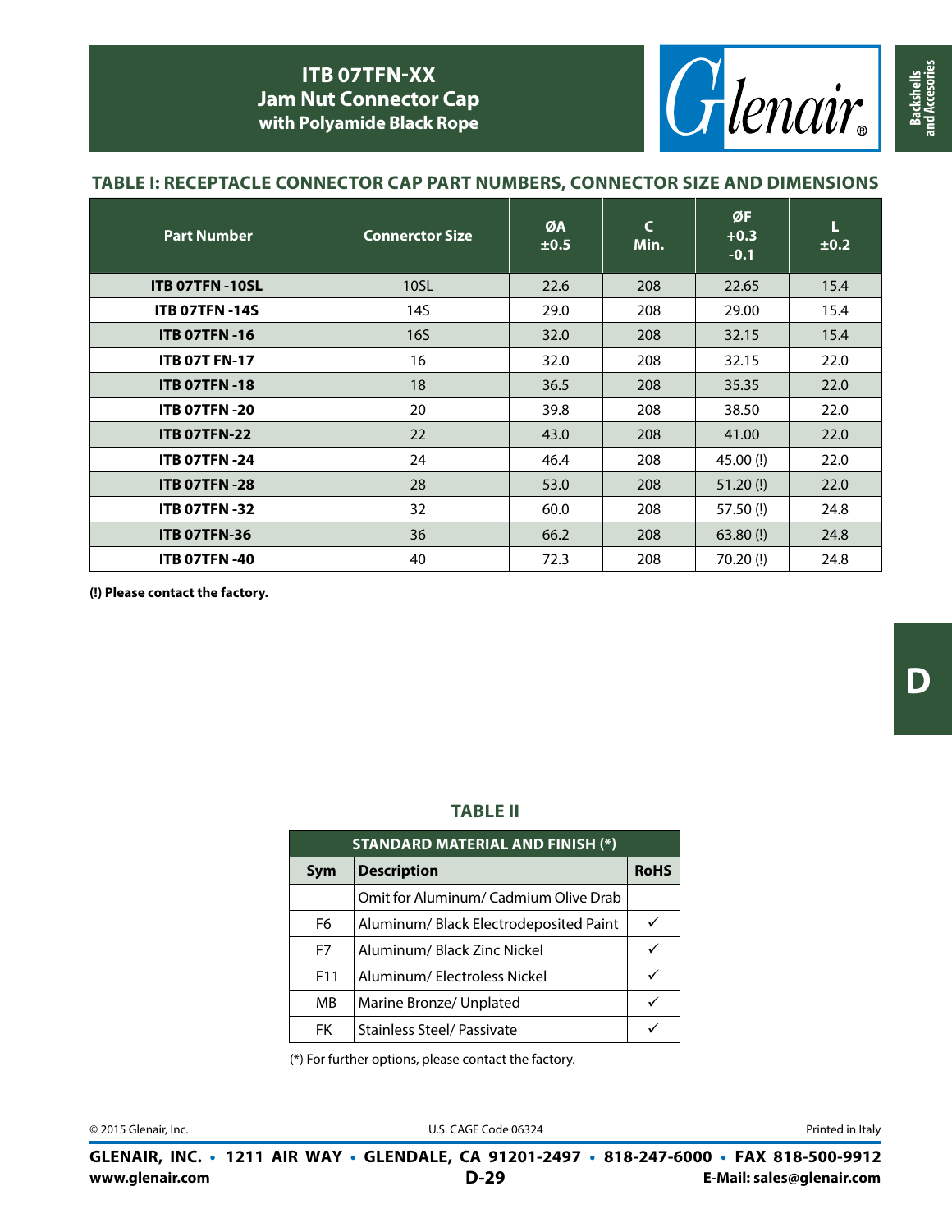# ITB 07TFN-XX Jam Nut Connector Cap with Polyamide Black Rope

## TABLE I: RECEPTACLE CONNECTOR CAP PART NUMBERS, CONNECTOR SIZE AND DIMENSIONS

| Part Number | Connerctor Size | ØA ±0.5 | C Min. | ØF +0.3 -0.1 | L ±0.2 |
|---|---|---|---|---|---|
| **ITB 07TFN -10SL** | 10SL | 22.6 | 208 | 22.65 | 15.4 |
| **ITB 07TFN -14S** | 14S | 29.0 | 208 | 29.00 | 15.4 |
| **ITB 07TFN -16** | 16S | 32.0 | 208 | 32.15 | 15.4 |
| **ITB 07T FN-17** | 16 | 32.0 | 208 | 32.15 | 22.0 |
| **ITB 07TFN -18** | 18 | 36.5 | 208 | 35.35 | 22.0 |
| **ITB 07TFN -20** | 20 | 39.8 | 208 | 38.50 | 22.0 |
| **ITB 07TFN-22** | 22 | 43.0 | 208 | 41.00 | 22.0 |
| **ITB 07TFN -24** | 24 | 46.4 | 208 | 45.00 (!) | 22.0 |
| **ITB 07TFN -28** | 28 | 53.0 | 208 | 51.20 (!) | 22.0 |
| **ITB 07TFN -32** | 32 | 60.0 | 208 | 57.50 (!) | 24.8 |
| **ITB 07TFN-36** | 36 | 66.2 | 208 | 63.80 (!) | 24.8 |
| **ITB 07TFN -40** | 40 | 72.3 | 208 | 70.20 (!) | 24.8 |

**(!) Please contact the factory.**

## TABLE II

| STANDARD MATERIAL AND FINISH (*) | | |
|---|---|---|
| **Sym** | **Description** | **RoHS** |
| | Omit for Aluminum/ Cadmium Olive Drab | |
| F6 | Aluminum/ Black Electrodeposited Paint | ✓ |
| F7 | Aluminum/ Black Zinc Nickel | ✓ |
| F11 | Aluminum/ Electroless Nickel | ✓ |
| MB | Marine Bronze/ Unplated | ✓ |
| FK | Stainless Steel/ Passivate | ✓ |

(*) For further options, please contact the factory.